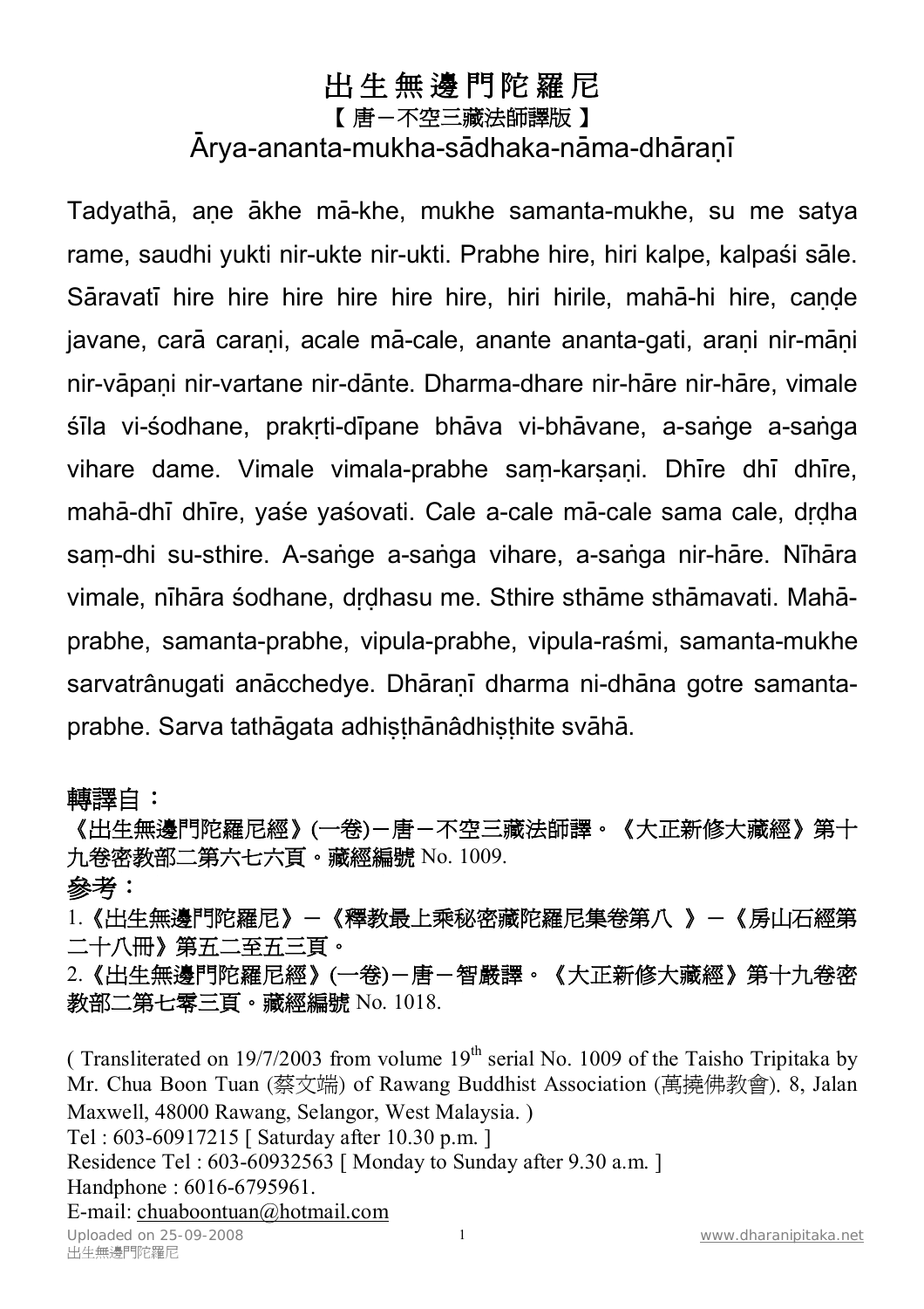# 出生無邊門陀羅尼

【 唐－不空三藏法師譯版 】

Ārya-ananta-mukha-sādhaka-nāma-dhāraṇī

Tadyathā, aṇe ākhe mā-khe, mukhe samanta-mukhe, su me satya rame, saudhi yukti nir-ukte nir-ukti. Prabhe hire, hiri kalpe, kalpaśi sāle. Sāravatī hire hire hire hire hire hire, hiri hirile, mahā-hi hire, caṇḍe javane, carā caraṇi, acale mā-cale, anante ananta-gati, araṇi nir-māṇi nir-vāpaṇi nir-vartane nir-dānte. Dharma-dhare nir-hāre nir-hāre, vimale śīla vi-śodhane, prakṛti-dīpane bhāva vi-bhāvane, a-saṅge a-saṅga vihare dame. Vimale vimala-prabhe saṃ-karṣaṇi. Dhīre dhī dhīre, mahā-dhī dhīre, yaśe yaśovati. Cale a-cale mā-cale sama cale, dṛḍha saṃ-dhi su-sthire. A-saṅge a-saṅga vihare, a-saṅga nir-hāre. Nīhāra vimale, nīhāra śodhane, dṛḍhasu me. Sthire sthāme sthāmavati. Mahā-prabhe, samanta-prabhe, vipula-prabhe, vipula-raśmi, samanta-mukhe sarvatrânugati anācchedye. Dhāraṇī dharma ni-dhāna gotre samanta-prabhe. Sarva tathāgata adhiṣṭhānâdhiṣṭhite svāhā.

**轉譯自：**

**《出生無邊門陀羅尼經》(一卷)－唐－不空三藏法師譯。《大正新修大藏經》第十九卷密教部二第六七六頁。藏經編號** No. 1009.

**參考：**

1.**《出生無邊門陀羅尼》－《釋教最上乘秘密藏陀羅尼集卷第八 》－《房山石經第二十八冊》第五二至五三頁。**

2.**《出生無邊門陀羅尼經》(一卷)－唐－智嚴譯。《大正新修大藏經》第十九卷密教部二第七零三頁。藏經編號** No. 1018.

( Transliterated on 19/7/2003 from volume 19th serial No. 1009 of the Taisho Tripitaka by Mr. Chua Boon Tuan (蔡文端) of Rawang Buddhist Association (萬撓佛教會). 8, Jalan Maxwell, 48000 Rawang, Selangor, West Malaysia. )

Tel : 603-60917215 [ Saturday after 10.30 p.m. ]

Residence Tel : 603-60932563 [ Monday to Sunday after 9.30 a.m. ]

Handphone : 6016-6795961.

E-mail: chuaboontuan@hotmail.com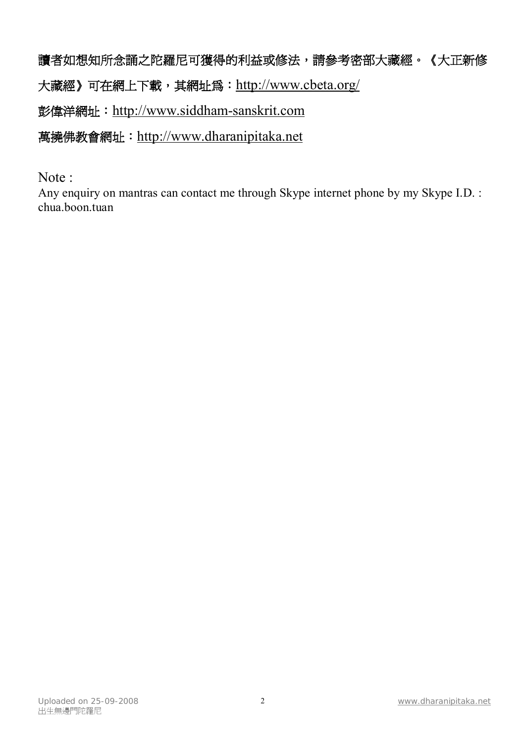讀者如想知所念誦之陀羅尼可獲得的利益或修法，請參考密部大藏經。《大正新修大藏經》可在網上下載，其網址爲：http://www.cbeta.org/

彭偉洋網址：http://www.siddham-sanskrit.com

萬撓佛教會網址：http://www.dharanipitaka.net

Note :

Any enquiry on mantras can contact me through Skype internet phone by my Skype I.D. : chua.boon.tuan